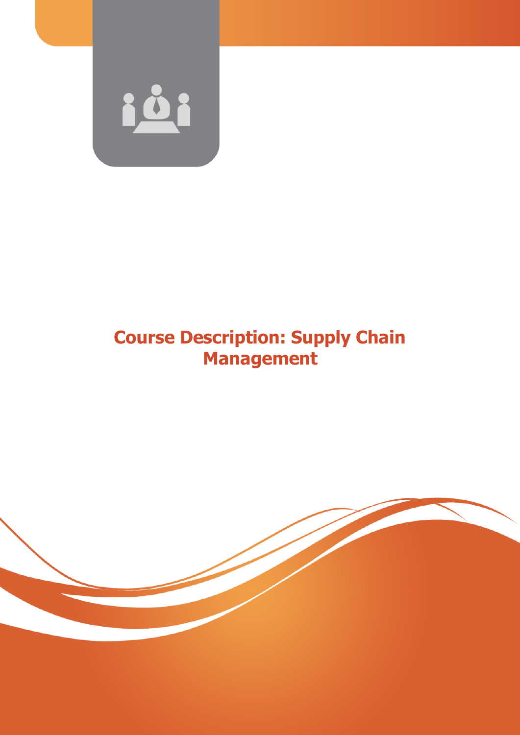# Course Description: Supply Chain Management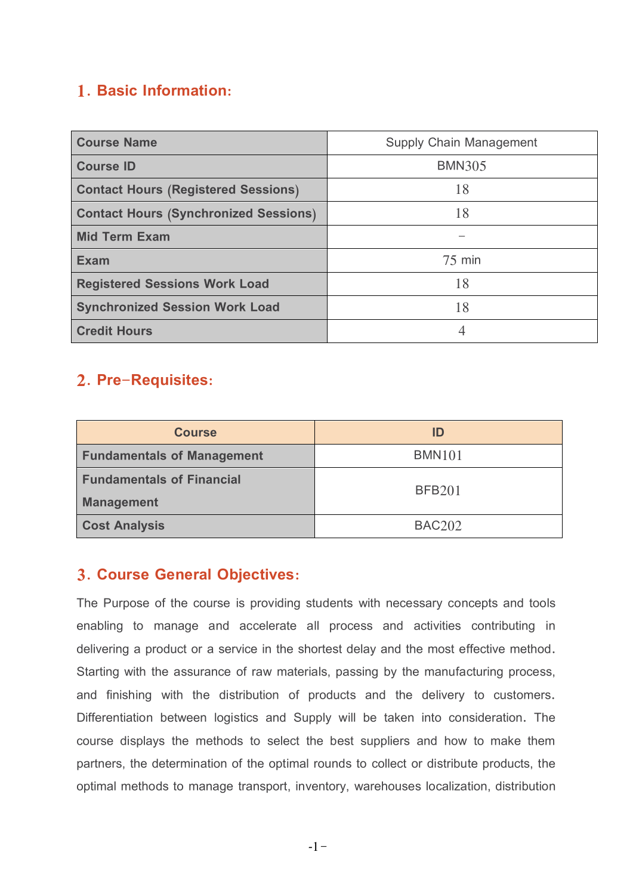## 1. Basic Information:

| Course Name | Supply Chain Management |
|---|---|
| Course ID | BMN305 |
| Contact Hours (Registered Sessions) | 18 |
| Contact Hours (Synchronized Sessions) | 18 |
| Mid Term Exam | – |
| Exam | 75 min |
| Registered Sessions Work Load | 18 |
| Synchronized Session Work Load | 18 |
| Credit Hours | 4 |

## 2. Pre-Requisites:

| Course | ID |
|---|---|
| Fundamentals of Management | BMN101 |
| Fundamentals of Financial Management | BFB201 |
| Cost Analysis | BAC202 |

## 3. Course General Objectives:

The Purpose of the course is providing students with necessary concepts and tools enabling to manage and accelerate all process and activities contributing in delivering a product or a service in the shortest delay and the most effective method. Starting with the assurance of raw materials, passing by the manufacturing process, and finishing with the distribution of products and the delivery to customers. Differentiation between logistics and Supply will be taken into consideration. The course displays the methods to select the best suppliers and how to make them partners, the determination of the optimal rounds to collect or distribute products, the optimal methods to manage transport, inventory, warehouses localization, distribution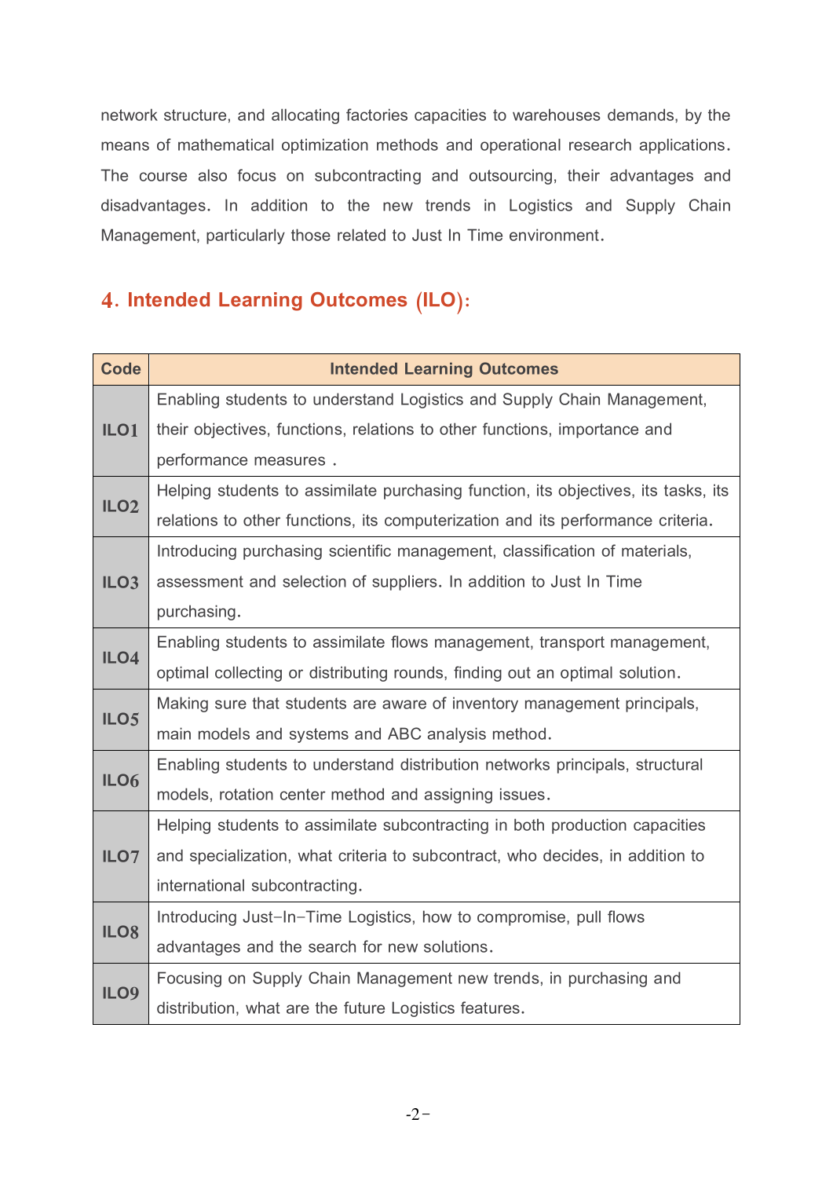network structure, and allocating factories capacities to warehouses demands, by the means of mathematical optimization methods and operational research applications. The course also focus on subcontracting and outsourcing, their advantages and disadvantages. In addition to the new trends in Logistics and Supply Chain Management, particularly those related to Just In Time environment.

## 4. Intended Learning Outcomes (ILO):

| Code | Intended Learning Outcomes |
|---|---|
| ILO1 | Enabling students to understand Logistics and Supply Chain Management, their objectives, functions, relations to other functions, importance and performance measures . |
| ILO2 | Helping students to assimilate purchasing function, its objectives, its tasks, its relations to other functions, its computerization and its performance criteria. |
| ILO3 | Introducing purchasing scientific management, classification of materials, assessment and selection of suppliers. In addition to Just In Time purchasing. |
| ILO4 | Enabling students to assimilate flows management, transport management, optimal collecting or distributing rounds, finding out an optimal solution. |
| ILO5 | Making sure that students are aware of inventory management principals, main models and systems and ABC analysis method. |
| ILO6 | Enabling students to understand distribution networks principals, structural models, rotation center method and assigning issues. |
| ILO7 | Helping students to assimilate subcontracting in both production capacities and specialization, what criteria to subcontract, who decides, in addition to international subcontracting. |
| ILO8 | Introducing Just-In-Time Logistics, how to compromise, pull flows advantages and the search for new solutions. |
| ILO9 | Focusing on Supply Chain Management new trends, in purchasing and distribution, what are the future Logistics features. |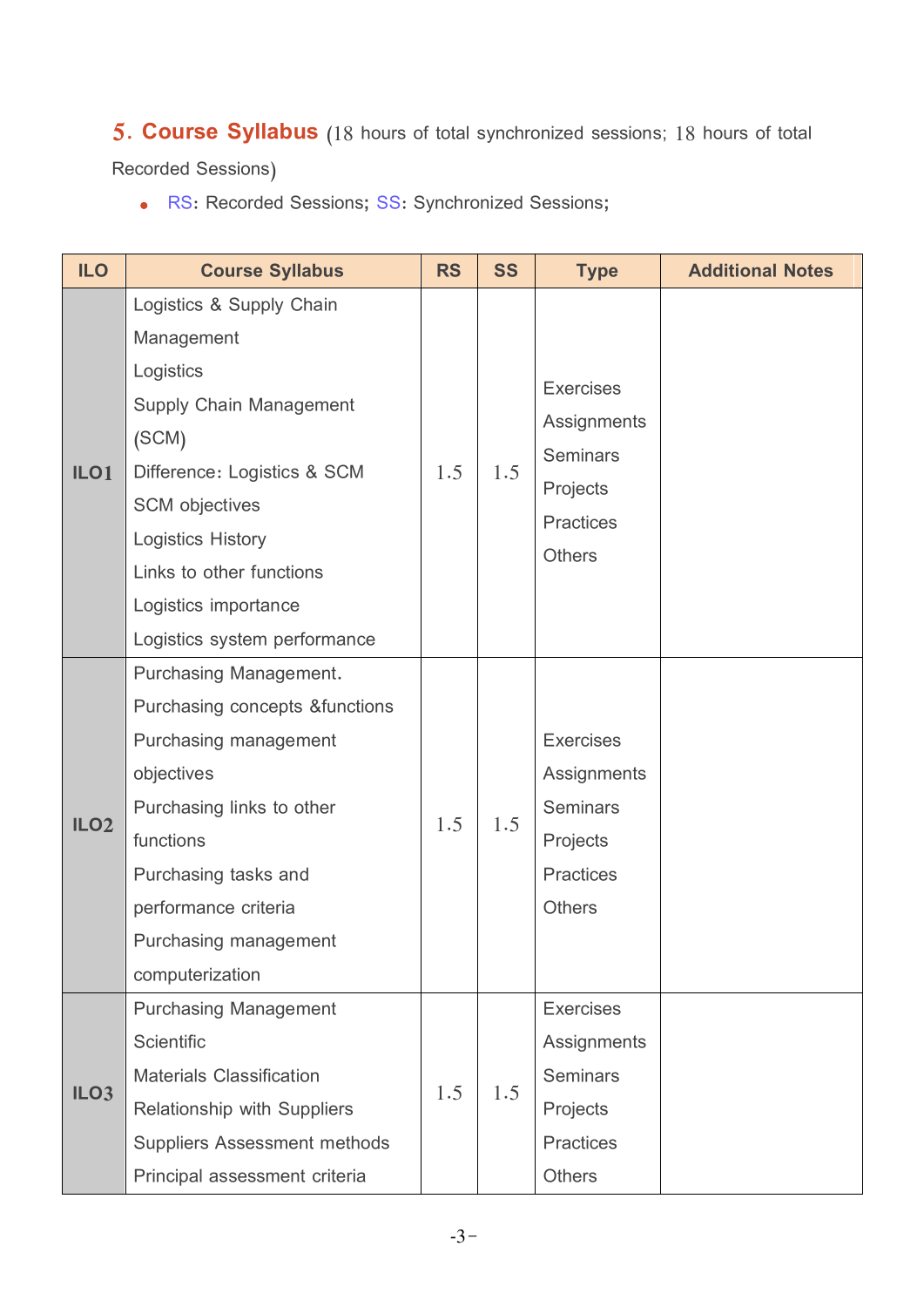## 5. Course Syllabus (18 hours of total synchronized sessions; 18 hours of total Recorded Sessions)

- RS: Recorded Sessions; SS: Synchronized Sessions;

| ILO | Course Syllabus | RS | SS | Type | Additional Notes |
|---|---|---|---|---|---|
| ILO1 | Logistics & Supply Chain Management<br>Logistics<br>Supply Chain Management (SCM)<br>Difference: Logistics & SCM<br>SCM objectives<br>Logistics History<br>Links to other functions<br>Logistics importance<br>Logistics system performance | 1.5 | 1.5 | Exercises<br>Assignments<br>Seminars<br>Projects<br>Practices<br>Others | |
| ILO2 | Purchasing Management.<br>Purchasing concepts &functions<br>Purchasing management objectives<br>Purchasing links to other functions<br>Purchasing tasks and performance criteria<br>Purchasing management computerization | 1.5 | 1.5 | Exercises<br>Assignments<br>Seminars<br>Projects<br>Practices<br>Others | |
| ILO3 | Purchasing Management Scientific<br>Materials Classification<br>Relationship with Suppliers<br>Suppliers Assessment methods<br>Principal assessment criteria | 1.5 | 1.5 | Exercises<br>Assignments<br>Seminars<br>Projects<br>Practices<br>Others | |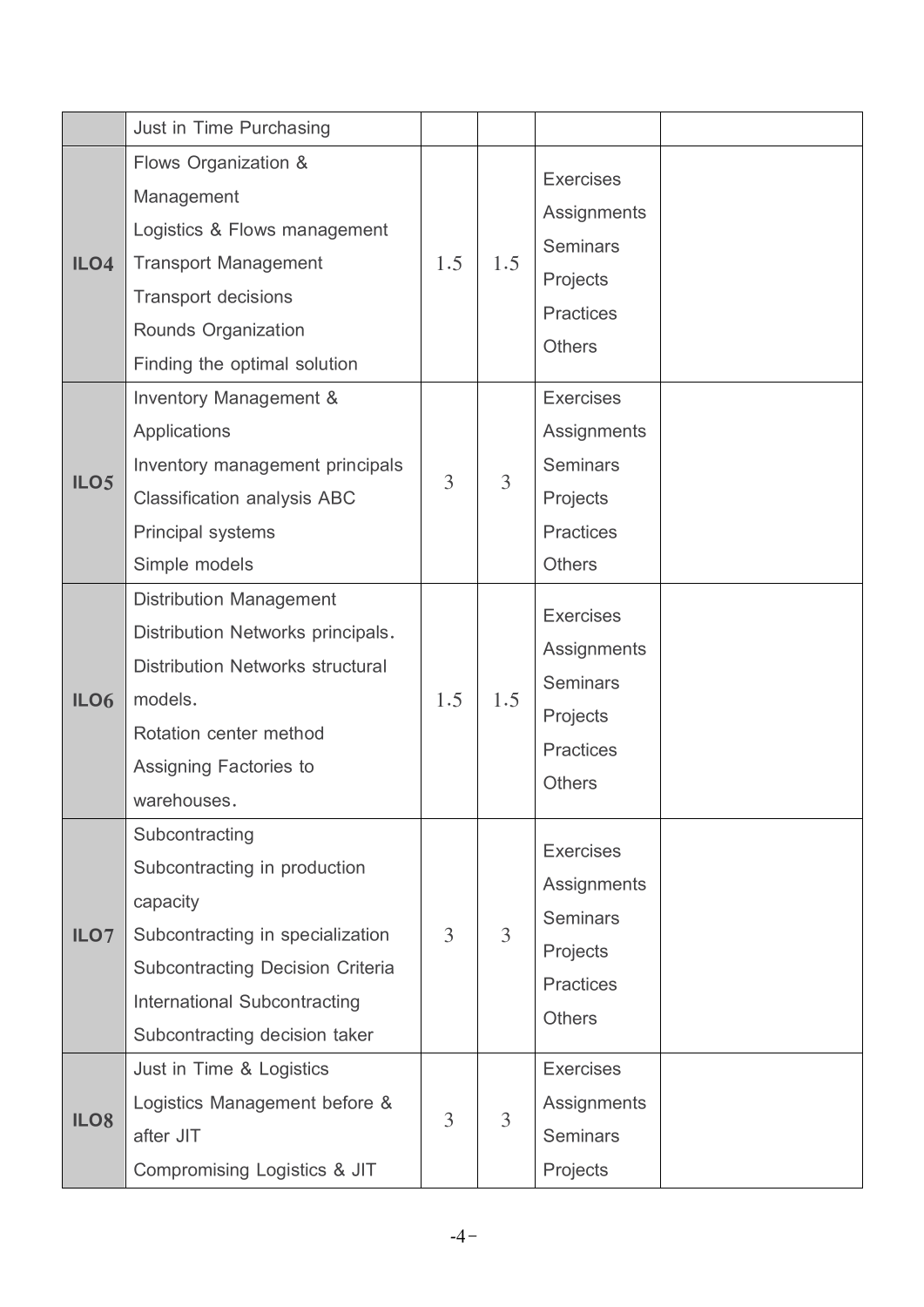| | | | | | |
|---|---|---|---|---|---|
| | Just in Time Purchasing | | | | |
| **ILO4** | Flows Organization & Management<br>Logistics & Flows management<br>Transport Management<br>Transport decisions<br>Rounds Organization<br>Finding the optimal solution | 1.5 | 1.5 | Exercises<br>Assignments<br>Seminars<br>Projects<br>Practices<br>Others | |
| **ILO5** | Inventory Management & Applications<br>Inventory management principals<br>Classification analysis ABC<br>Principal systems<br>Simple models | 3 | 3 | Exercises<br>Assignments<br>Seminars<br>Projects<br>Practices<br>Others | |
| **ILO6** | Distribution Management<br>Distribution Networks principals.<br>Distribution Networks structural models.<br>Rotation center method<br>Assigning Factories to warehouses. | 1.5 | 1.5 | Exercises<br>Assignments<br>Seminars<br>Projects<br>Practices<br>Others | |
| **ILO7** | Subcontracting<br>Subcontracting in production capacity<br>Subcontracting in specialization<br>Subcontracting Decision Criteria<br>International Subcontracting<br>Subcontracting decision taker | 3 | 3 | Exercises<br>Assignments<br>Seminars<br>Projects<br>Practices<br>Others | |
| **ILO8** | Just in Time & Logistics<br>Logistics Management before & after JIT<br>Compromising Logistics & JIT | 3 | 3 | Exercises<br>Assignments<br>Seminars<br>Projects | |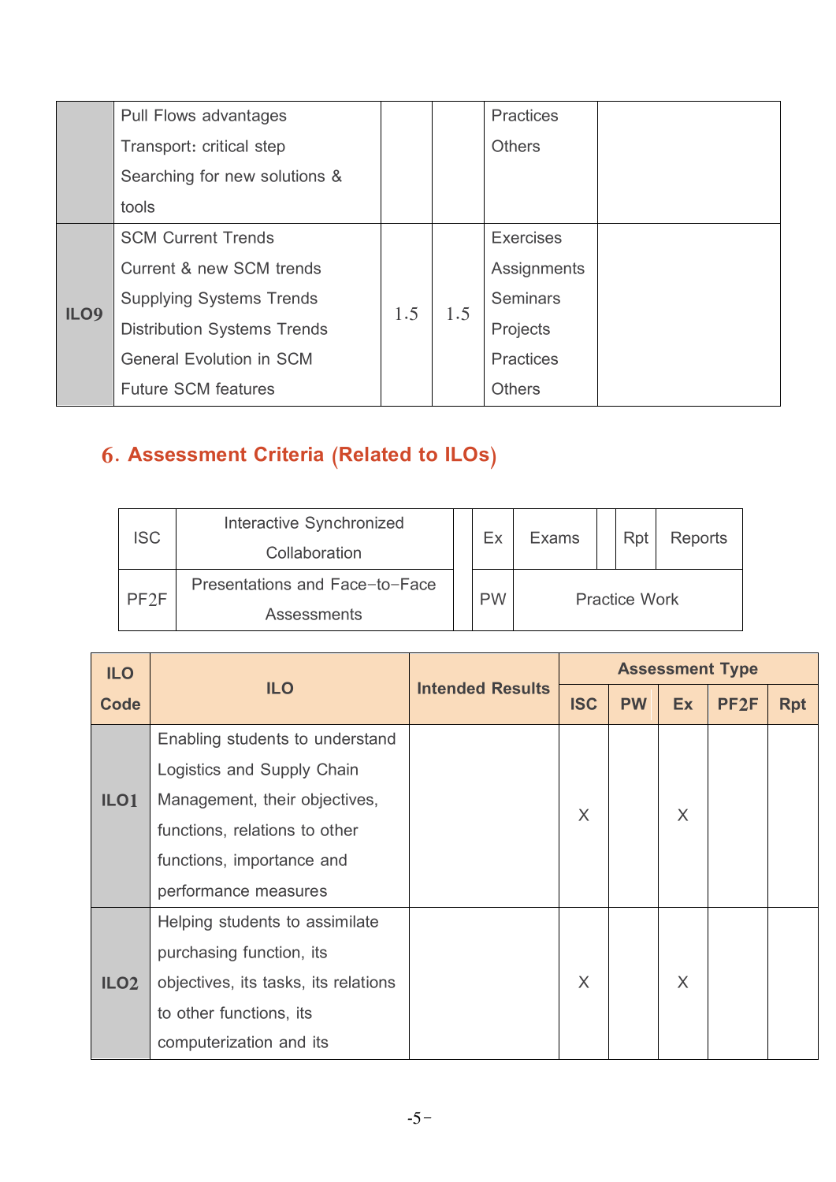| | | | | | |
|---|---|---|---|---|---|
| | Pull Flows advantages<br>Transport: critical step<br>Searching for new solutions & tools | | | Practices<br>Others | |
| ILO9 | SCM Current Trends<br>Current & new SCM trends<br>Supplying Systems Trends<br>Distribution Systems Trends<br>General Evolution in SCM<br>Future SCM features | 1.5 | 1.5 | Exercises<br>Assignments<br>Seminars<br>Projects<br>Practices<br>Others | |

## 6. Assessment Criteria (Related to ILOs)

| | | | | | | |
|---|---|---|---|---|---|---|
| ISC | Interactive Synchronized Collaboration | Ex | Exams | Rpt | Reports |
| PF2F | Presentations and Face-to-Face Assessments | PW | Practice Work | | |

| ILO Code | ILO | Intended Results | Assessment Type | | | | |
|---|---|---|---|---|---|---|---|
| | | | ISC | PW | Ex | PF2F | Rpt |
| ILO1 | Enabling students to understand Logistics and Supply Chain Management, their objectives, functions, relations to other functions, importance and performance measures | | X | | X | | |
| ILO2 | Helping students to assimilate purchasing function, its objectives, its tasks, its relations to other functions, its computerization and its | | X | | X | | |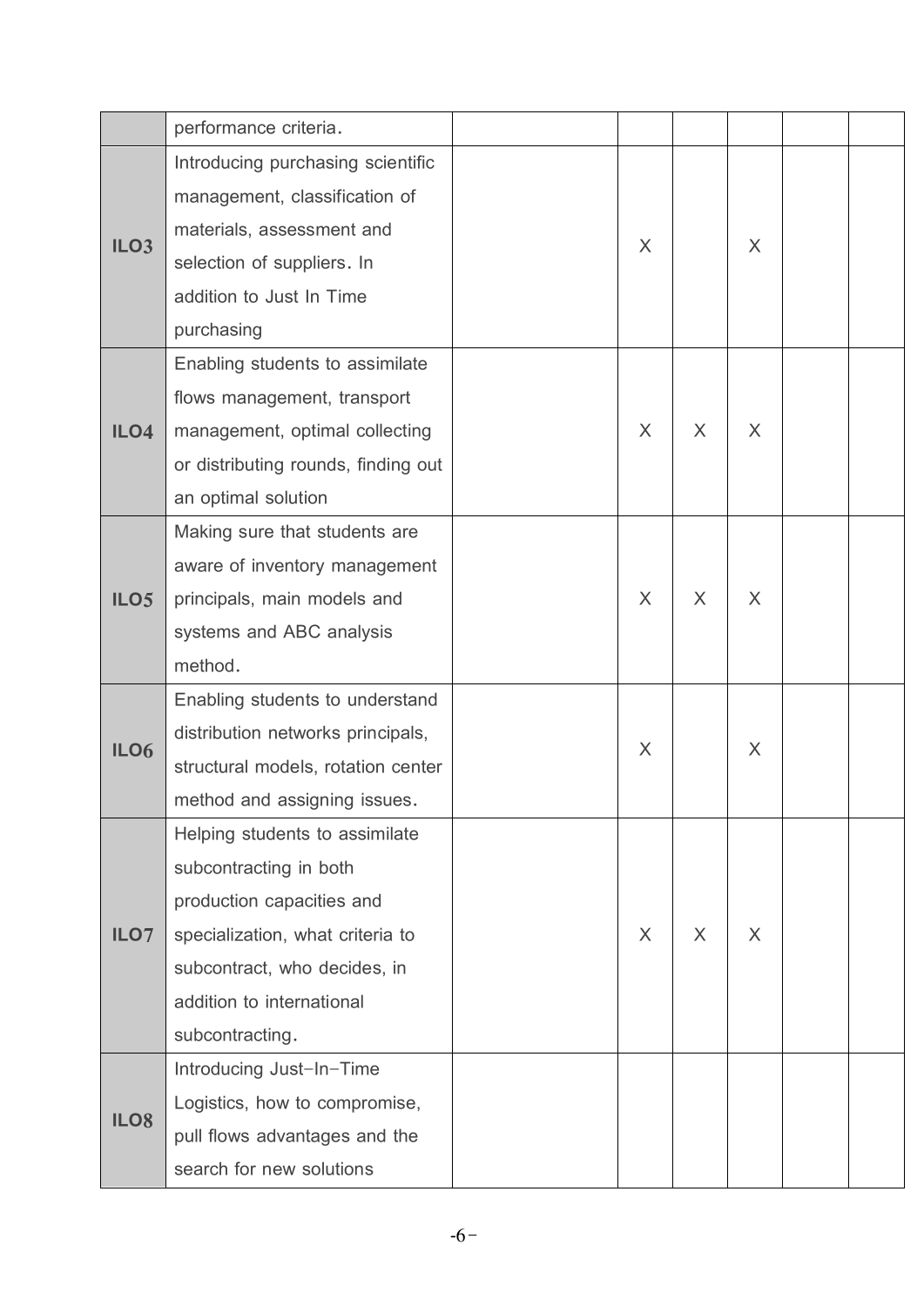| | | | | | | | |
|---|---|---|---|---|---|---|---|
| | performance criteria. | | | | | | |
| **ILO3** | Introducing purchasing scientific management, classification of materials, assessment and selection of suppliers. In addition to Just In Time purchasing | | X | | X | | |
| **ILO4** | Enabling students to assimilate flows management, transport management, optimal collecting or distributing rounds, finding out an optimal solution | | X | X | X | | |
| **ILO5** | Making sure that students are aware of inventory management principals, main models and systems and ABC analysis method. | | X | X | X | | |
| **ILO6** | Enabling students to understand distribution networks principals, structural models, rotation center method and assigning issues. | | X | | X | | |
| **ILO7** | Helping students to assimilate subcontracting in both production capacities and specialization, what criteria to subcontract, who decides, in addition to international subcontracting. | | X | X | X | | |
| **ILO8** | Introducing Just-In-Time Logistics, how to compromise, pull flows advantages and the search for new solutions | | | | | | |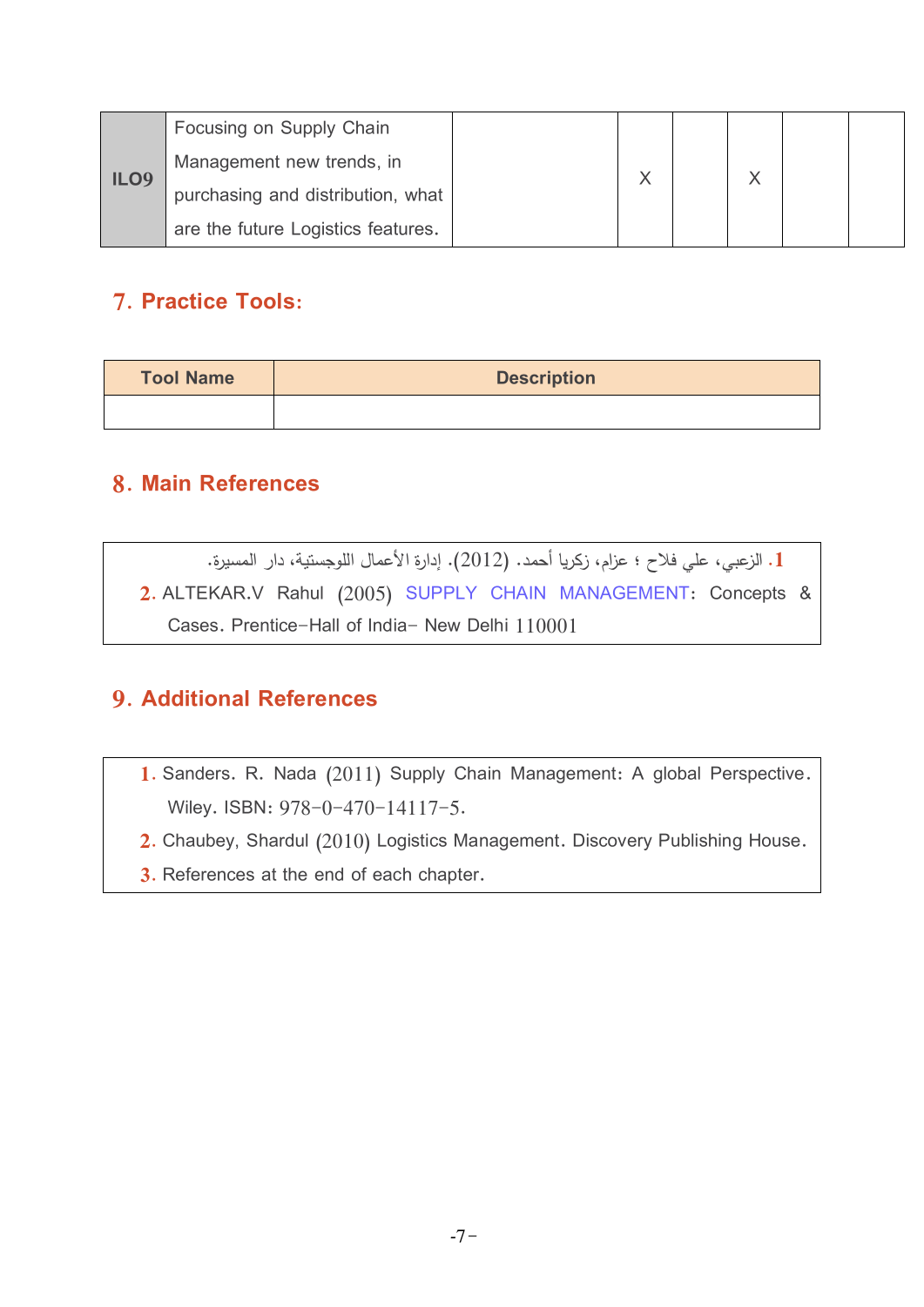| | | | | | | | |
|---|---|---|---|---|---|---|---|
| ILO9 | Focusing on Supply Chain Management new trends, in purchasing and distribution, what are the future Logistics features. | | X | | X | | |

## 7. Practice Tools:

| Tool Name | Description |
|---|---|
| | |

## 8. Main References

1. الزعبي، علي فلاح ؛ عزام، زكريا أحمد. (2012). إدارة الأعمال اللوجستية، دار المسيرة.
2. ALTEKAR.V Rahul (2005) SUPPLY CHAIN MANAGEMENT: Concepts & Cases. Prentice-Hall of India- New Delhi 110001

## 9. Additional References

1. Sanders. R. Nada (2011) Supply Chain Management: A global Perspective. Wiley. ISBN: 978-0-470-14117-5.
2. Chaubey, Shardul (2010) Logistics Management. Discovery Publishing House.
3. References at the end of each chapter.